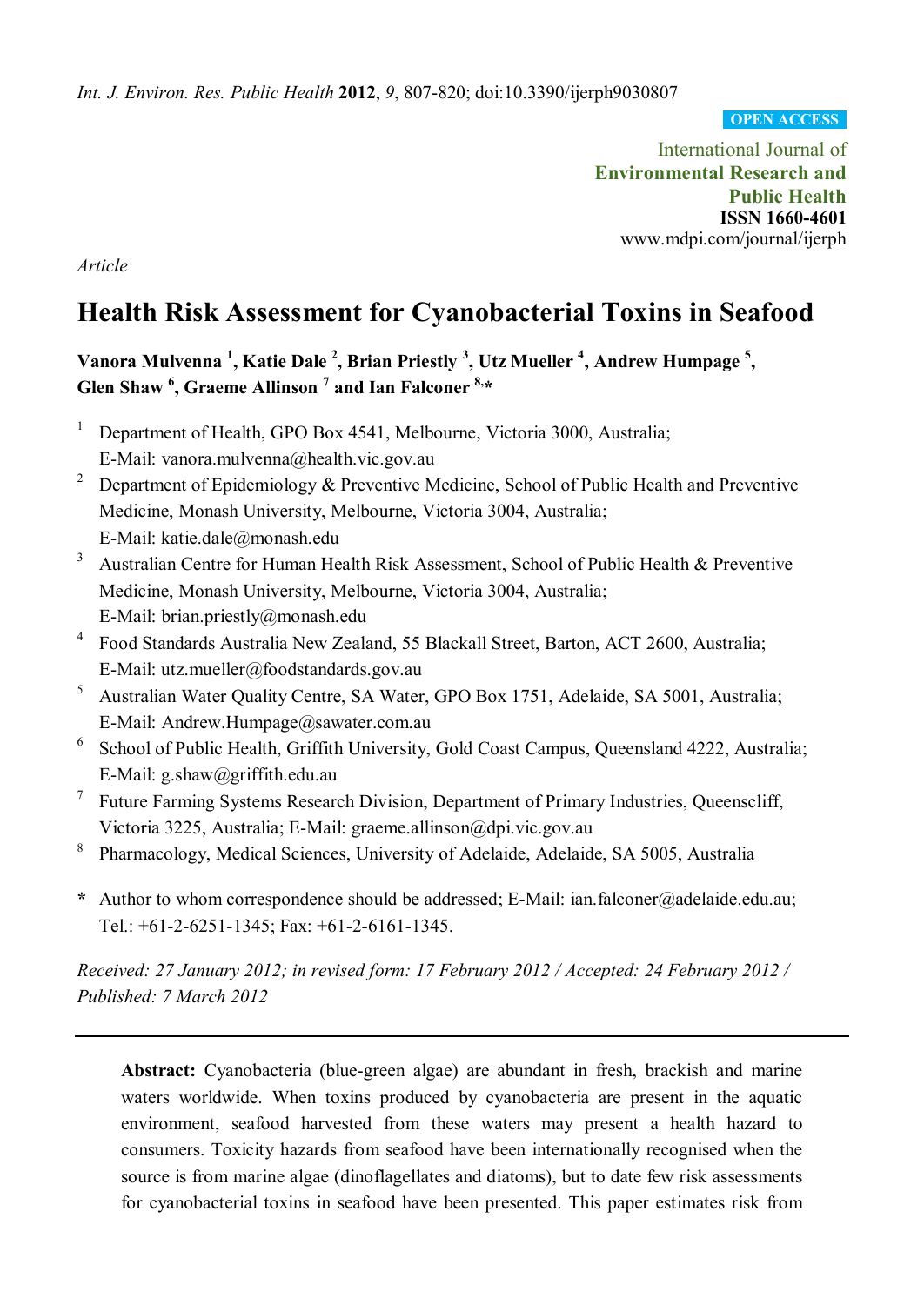*Int. J. Environ. Res. Public Health* **2012**, *9*, 807-820; doi:10.3390/ijerph9030807

**OPEN ACCESS**

International Journal of
**Environmental Research and Public Health**
**ISSN 1660-4601**
www.mdpi.com/journal/ijerph

*Article*

# Health Risk Assessment for Cyanobacterial Toxins in Seafood

**Vanora Mulvenna [1], Katie Dale [2], Brian Priestly [3], Utz Mueller [4], Andrew Humpage [5], Glen Shaw [6], Graeme Allinson [7] and Ian Falconer [8,*]**

1. Department of Health, GPO Box 4541, Melbourne, Victoria 3000, Australia; E-Mail: vanora.mulvenna@health.vic.gov.au
2. Department of Epidemiology & Preventive Medicine, School of Public Health and Preventive Medicine, Monash University, Melbourne, Victoria 3004, Australia; E-Mail: katie.dale@monash.edu
3. Australian Centre for Human Health Risk Assessment, School of Public Health & Preventive Medicine, Monash University, Melbourne, Victoria 3004, Australia; E-Mail: brian.priestly@monash.edu
4. Food Standards Australia New Zealand, 55 Blackall Street, Barton, ACT 2600, Australia; E-Mail: utz.mueller@foodstandards.gov.au
5. Australian Water Quality Centre, SA Water, GPO Box 1751, Adelaide, SA 5001, Australia; E-Mail: Andrew.Humpage@sawater.com.au
6. School of Public Health, Griffith University, Gold Coast Campus, Queensland 4222, Australia; E-Mail: g.shaw@griffith.edu.au
7. Future Farming Systems Research Division, Department of Primary Industries, Queenscliff, Victoria 3225, Australia; E-Mail: graeme.allinson@dpi.vic.gov.au
8. Pharmacology, Medical Sciences, University of Adelaide, Adelaide, SA 5005, Australia

\* Author to whom correspondence should be addressed; E-Mail: ian.falconer@adelaide.edu.au; Tel.: +61-2-6251-1345; Fax: +61-2-6161-1345.

*Received: 27 January 2012; in revised form: 17 February 2012 / Accepted: 24 February 2012 / Published: 7 March 2012*

---

**Abstract:** Cyanobacteria (blue-green algae) are abundant in fresh, brackish and marine waters worldwide. When toxins produced by cyanobacteria are present in the aquatic environment, seafood harvested from these waters may present a health hazard to consumers. Toxicity hazards from seafood have been internationally recognised when the source is from marine algae (dinoflagellates and diatoms), but to date few risk assessments for cyanobacterial toxins in seafood have been presented. This paper estimates risk from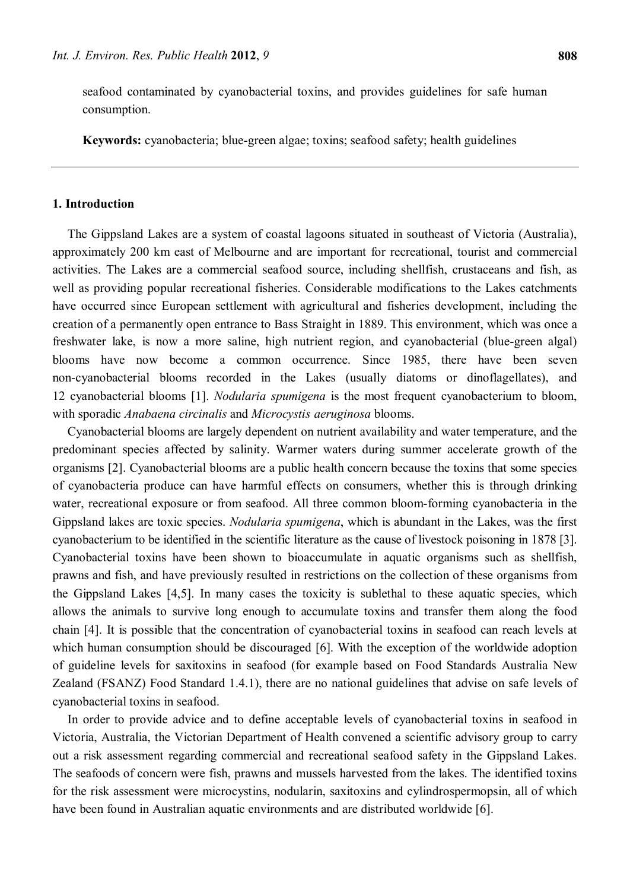seafood contaminated by cyanobacterial toxins, and provides guidelines for safe human consumption.

**Keywords:** cyanobacteria; blue-green algae; toxins; seafood safety; health guidelines

## 1. Introduction

The Gippsland Lakes are a system of coastal lagoons situated in southeast of Victoria (Australia), approximately 200 km east of Melbourne and are important for recreational, tourist and commercial activities. The Lakes are a commercial seafood source, including shellfish, crustaceans and fish, as well as providing popular recreational fisheries. Considerable modifications to the Lakes catchments have occurred since European settlement with agricultural and fisheries development, including the creation of a permanently open entrance to Bass Straight in 1889. This environment, which was once a freshwater lake, is now a more saline, high nutrient region, and cyanobacterial (blue-green algal) blooms have now become a common occurrence. Since 1985, there have been seven non-cyanobacterial blooms recorded in the Lakes (usually diatoms or dinoflagellates), and 12 cyanobacterial blooms [1]. *Nodularia spumigena* is the most frequent cyanobacterium to bloom, with sporadic *Anabaena circinalis* and *Microcystis aeruginosa* blooms.

Cyanobacterial blooms are largely dependent on nutrient availability and water temperature, and the predominant species affected by salinity. Warmer waters during summer accelerate growth of the organisms [2]. Cyanobacterial blooms are a public health concern because the toxins that some species of cyanobacteria produce can have harmful effects on consumers, whether this is through drinking water, recreational exposure or from seafood. All three common bloom-forming cyanobacteria in the Gippsland lakes are toxic species. *Nodularia spumigena*, which is abundant in the Lakes, was the first cyanobacterium to be identified in the scientific literature as the cause of livestock poisoning in 1878 [3]. Cyanobacterial toxins have been shown to bioaccumulate in aquatic organisms such as shellfish, prawns and fish, and have previously resulted in restrictions on the collection of these organisms from the Gippsland Lakes [4,5]. In many cases the toxicity is sublethal to these aquatic species, which allows the animals to survive long enough to accumulate toxins and transfer them along the food chain [4]. It is possible that the concentration of cyanobacterial toxins in seafood can reach levels at which human consumption should be discouraged [6]. With the exception of the worldwide adoption of guideline levels for saxitoxins in seafood (for example based on Food Standards Australia New Zealand (FSANZ) Food Standard 1.4.1), there are no national guidelines that advise on safe levels of cyanobacterial toxins in seafood.

In order to provide advice and to define acceptable levels of cyanobacterial toxins in seafood in Victoria, Australia, the Victorian Department of Health convened a scientific advisory group to carry out a risk assessment regarding commercial and recreational seafood safety in the Gippsland Lakes. The seafoods of concern were fish, prawns and mussels harvested from the lakes. The identified toxins for the risk assessment were microcystins, nodularin, saxitoxins and cylindrospermopsin, all of which have been found in Australian aquatic environments and are distributed worldwide [6].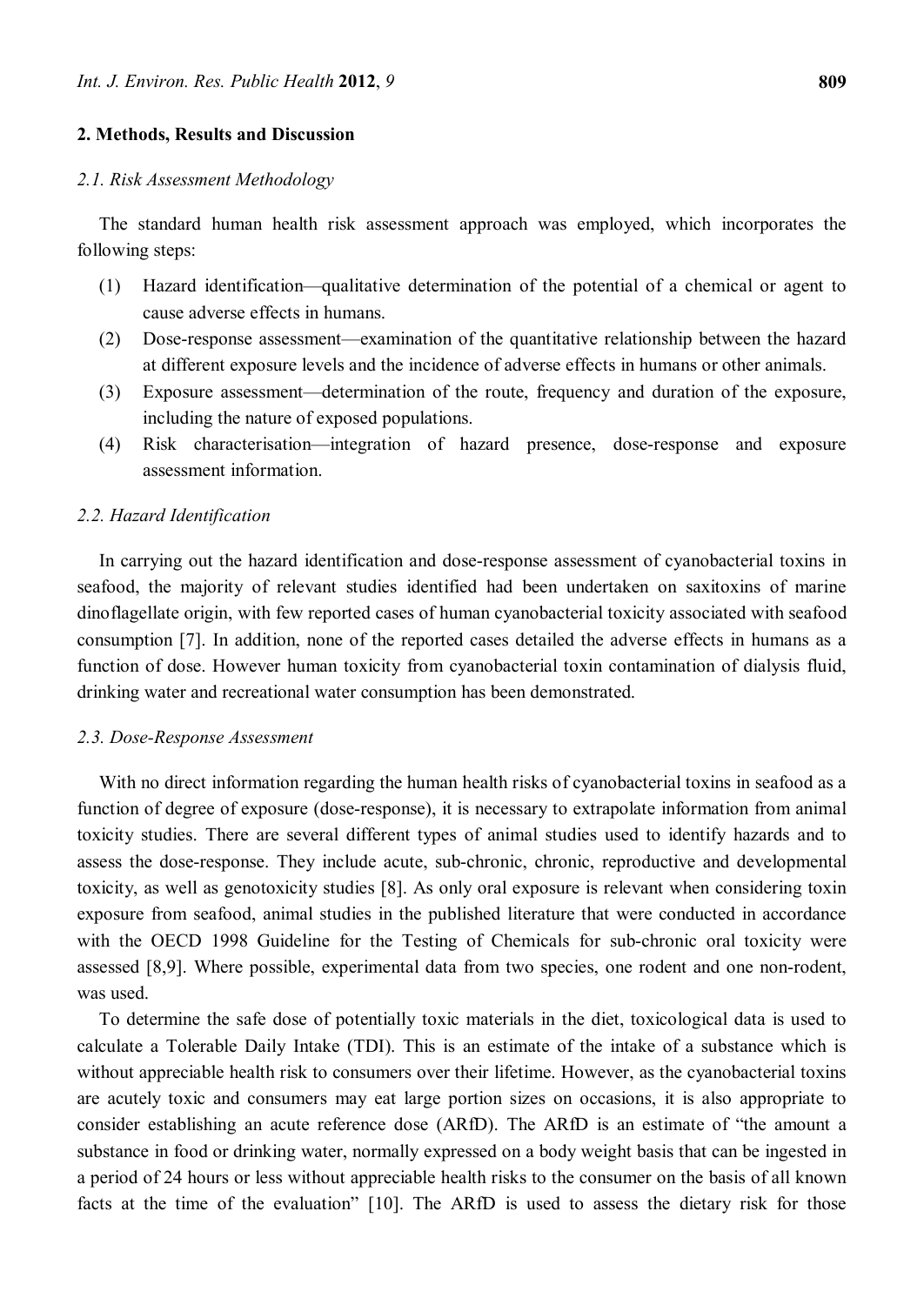## 2. Methods, Results and Discussion

### *2.1. Risk Assessment Methodology*

The standard human health risk assessment approach was employed, which incorporates the following steps:

(1) Hazard identification—qualitative determination of the potential of a chemical or agent to cause adverse effects in humans.
(2) Dose-response assessment—examination of the quantitative relationship between the hazard at different exposure levels and the incidence of adverse effects in humans or other animals.
(3) Exposure assessment—determination of the route, frequency and duration of the exposure, including the nature of exposed populations.
(4) Risk characterisation—integration of hazard presence, dose-response and exposure assessment information.

### *2.2. Hazard Identification*

In carrying out the hazard identification and dose-response assessment of cyanobacterial toxins in seafood, the majority of relevant studies identified had been undertaken on saxitoxins of marine dinoflagellate origin, with few reported cases of human cyanobacterial toxicity associated with seafood consumption [7]. In addition, none of the reported cases detailed the adverse effects in humans as a function of dose. However human toxicity from cyanobacterial toxin contamination of dialysis fluid, drinking water and recreational water consumption has been demonstrated.

### *2.3. Dose-Response Assessment*

With no direct information regarding the human health risks of cyanobacterial toxins in seafood as a function of degree of exposure (dose-response), it is necessary to extrapolate information from animal toxicity studies. There are several different types of animal studies used to identify hazards and to assess the dose-response. They include acute, sub-chronic, chronic, reproductive and developmental toxicity, as well as genotoxicity studies [8]. As only oral exposure is relevant when considering toxin exposure from seafood, animal studies in the published literature that were conducted in accordance with the OECD 1998 Guideline for the Testing of Chemicals for sub-chronic oral toxicity were assessed [8,9]. Where possible, experimental data from two species, one rodent and one non-rodent, was used.

To determine the safe dose of potentially toxic materials in the diet, toxicological data is used to calculate a Tolerable Daily Intake (TDI). This is an estimate of the intake of a substance which is without appreciable health risk to consumers over their lifetime. However, as the cyanobacterial toxins are acutely toxic and consumers may eat large portion sizes on occasions, it is also appropriate to consider establishing an acute reference dose (ARfD). The ARfD is an estimate of "the amount a substance in food or drinking water, normally expressed on a body weight basis that can be ingested in a period of 24 hours or less without appreciable health risks to the consumer on the basis of all known facts at the time of the evaluation" [10]. The ARfD is used to assess the dietary risk for those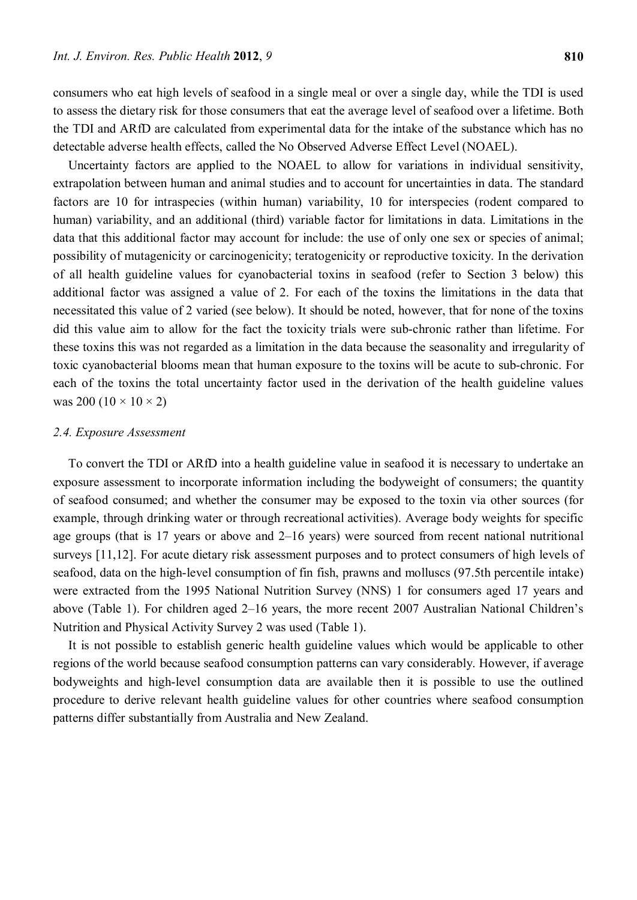consumers who eat high levels of seafood in a single meal or over a single day, while the TDI is used to assess the dietary risk for those consumers that eat the average level of seafood over a lifetime. Both the TDI and ARfD are calculated from experimental data for the intake of the substance which has no detectable adverse health effects, called the No Observed Adverse Effect Level (NOAEL).

Uncertainty factors are applied to the NOAEL to allow for variations in individual sensitivity, extrapolation between human and animal studies and to account for uncertainties in data. The standard factors are 10 for intraspecies (within human) variability, 10 for interspecies (rodent compared to human) variability, and an additional (third) variable factor for limitations in data. Limitations in the data that this additional factor may account for include: the use of only one sex or species of animal; possibility of mutagenicity or carcinogenicity; teratogenicity or reproductive toxicity. In the derivation of all health guideline values for cyanobacterial toxins in seafood (refer to Section 3 below) this additional factor was assigned a value of 2. For each of the toxins the limitations in the data that necessitated this value of 2 varied (see below). It should be noted, however, that for none of the toxins did this value aim to allow for the fact the toxicity trials were sub-chronic rather than lifetime. For these toxins this was not regarded as a limitation in the data because the seasonality and irregularity of toxic cyanobacterial blooms mean that human exposure to the toxins will be acute to sub-chronic. For each of the toxins the total uncertainty factor used in the derivation of the health guideline values was 200 ($10 \times 10 \times 2$)

### *2.4. Exposure Assessment*

To convert the TDI or ARfD into a health guideline value in seafood it is necessary to undertake an exposure assessment to incorporate information including the bodyweight of consumers; the quantity of seafood consumed; and whether the consumer may be exposed to the toxin via other sources (for example, through drinking water or through recreational activities). Average body weights for specific age groups (that is 17 years or above and 2–16 years) were sourced from recent national nutritional surveys [11,12]. For acute dietary risk assessment purposes and to protect consumers of high levels of seafood, data on the high-level consumption of fin fish, prawns and molluscs (97.5th percentile intake) were extracted from the 1995 National Nutrition Survey (NNS) 1 for consumers aged 17 years and above (Table 1). For children aged 2–16 years, the more recent 2007 Australian National Children's Nutrition and Physical Activity Survey 2 was used (Table 1).

It is not possible to establish generic health guideline values which would be applicable to other regions of the world because seafood consumption patterns can vary considerably. However, if average bodyweights and high-level consumption data are available then it is possible to use the outlined procedure to derive relevant health guideline values for other countries where seafood consumption patterns differ substantially from Australia and New Zealand.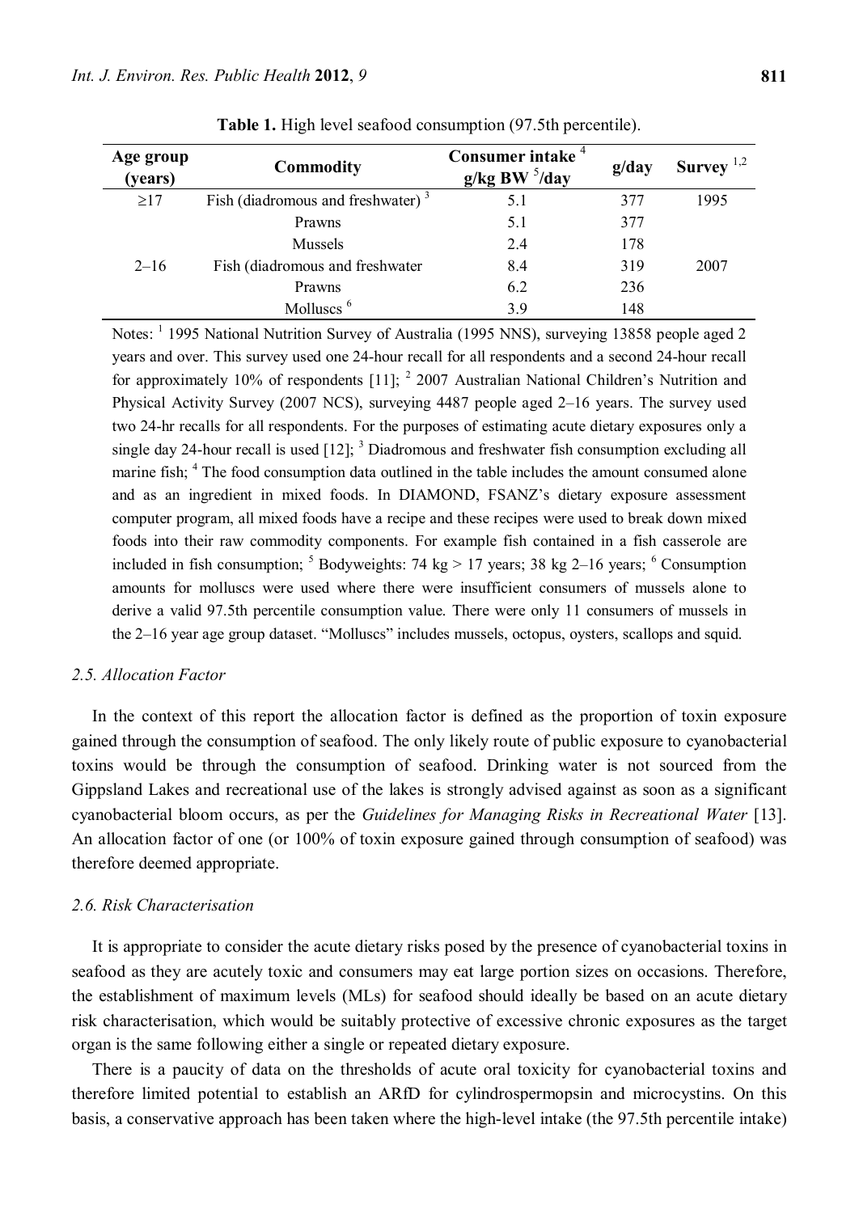**Table 1.** High level seafood consumption (97.5th percentile).

| Age group (years) | Commodity | Consumer intake [4] g/kg BW [5]/day | g/day | Survey [1,2] |
|---|---|---|---|---|
| ≥17 | Fish (diadromous and freshwater) [3] | 5.1 | 377 | 1995 |
| | Prawns | 5.1 | 377 | |
| | Mussels | 2.4 | 178 | |
| 2–16 | Fish (diadromous and freshwater | 8.4 | 319 | 2007 |
| | Prawns | 6.2 | 236 | |
| | Molluscs [6] | 3.9 | 148 | |

Notes: [1] 1995 National Nutrition Survey of Australia (1995 NNS), surveying 13858 people aged 2 years and over. This survey used one 24-hour recall for all respondents and a second 24-hour recall for approximately 10% of respondents [11]; [2] 2007 Australian National Children's Nutrition and Physical Activity Survey (2007 NCS), surveying 4487 people aged 2–16 years. The survey used two 24-hr recalls for all respondents. For the purposes of estimating acute dietary exposures only a single day 24-hour recall is used [12]; [3] Diadromous and freshwater fish consumption excluding all marine fish; [4] The food consumption data outlined in the table includes the amount consumed alone and as an ingredient in mixed foods. In DIAMOND, FSANZ's dietary exposure assessment computer program, all mixed foods have a recipe and these recipes were used to break down mixed foods into their raw commodity components. For example fish contained in a fish casserole are included in fish consumption; [5] Bodyweights: 74 kg > 17 years; 38 kg 2–16 years; [6] Consumption amounts for molluscs were used where there were insufficient consumers of mussels alone to derive a valid 97.5th percentile consumption value. There were only 11 consumers of mussels in the 2–16 year age group dataset. "Molluscs" includes mussels, octopus, oysters, scallops and squid.

### *2.5. Allocation Factor*

In the context of this report the allocation factor is defined as the proportion of toxin exposure gained through the consumption of seafood. The only likely route of public exposure to cyanobacterial toxins would be through the consumption of seafood. Drinking water is not sourced from the Gippsland Lakes and recreational use of the lakes is strongly advised against as soon as a significant cyanobacterial bloom occurs, as per the *Guidelines for Managing Risks in Recreational Water* [13]. An allocation factor of one (or 100% of toxin exposure gained through consumption of seafood) was therefore deemed appropriate.

### *2.6. Risk Characterisation*

It is appropriate to consider the acute dietary risks posed by the presence of cyanobacterial toxins in seafood as they are acutely toxic and consumers may eat large portion sizes on occasions. Therefore, the establishment of maximum levels (MLs) for seafood should ideally be based on an acute dietary risk characterisation, which would be suitably protective of excessive chronic exposures as the target organ is the same following either a single or repeated dietary exposure.

There is a paucity of data on the thresholds of acute oral toxicity for cyanobacterial toxins and therefore limited potential to establish an ARfD for cylindrospermopsin and microcystins. On this basis, a conservative approach has been taken where the high-level intake (the 97.5th percentile intake)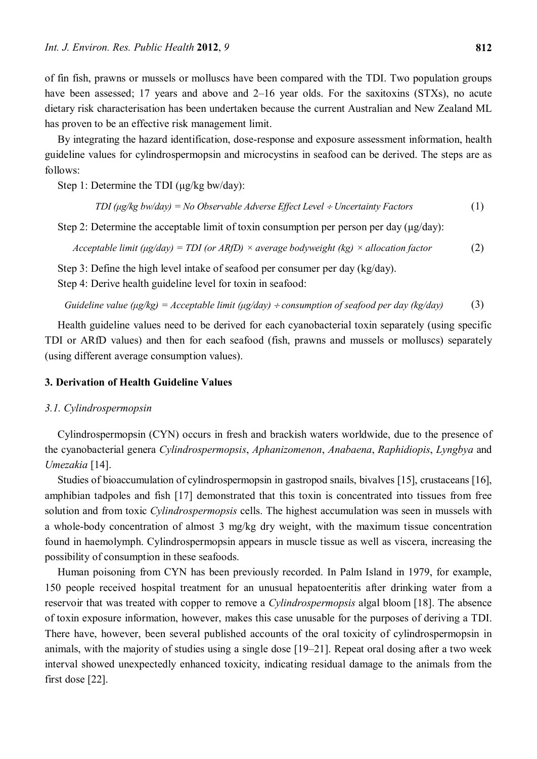of fin fish, prawns or mussels or molluscs have been compared with the TDI. Two population groups have been assessed; 17 years and above and 2–16 year olds. For the saxitoxins (STXs), no acute dietary risk characterisation has been undertaken because the current Australian and New Zealand ML has proven to be an effective risk management limit.

By integrating the hazard identification, dose-response and exposure assessment information, health guideline values for cylindrospermopsin and microcystins in seafood can be derived. The steps are as follows:

Step 1: Determine the TDI (μg/kg bw/day):

$$\text{TDI } (\mu g/kg \text{ bw/day}) = \text{No Observable Adverse Effect Level} \div \text{Uncertainty Factors} \quad (1)$$

Step 2: Determine the acceptable limit of toxin consumption per person per day (μg/day):

$$\text{Acceptable limit } (\mu g/day) = \text{TDI (or ARfD)} \times \text{average bodyweight (kg)} \times \text{allocation factor} \quad (2)$$

Step 3: Define the high level intake of seafood per consumer per day (kg/day).

Step 4: Derive health guideline level for toxin in seafood:

$$\text{Guideline value } (\mu g/kg) = \text{Acceptable limit } (\mu g/day) \div \text{consumption of seafood per day (kg/day)} \quad (3)$$

Health guideline values need to be derived for each cyanobacterial toxin separately (using specific TDI or ARfD values) and then for each seafood (fish, prawns and mussels or molluscs) separately (using different average consumption values).

## 3. Derivation of Health Guideline Values

### *3.1. Cylindrospermopsin*

Cylindrospermopsin (CYN) occurs in fresh and brackish waters worldwide, due to the presence of the cyanobacterial genera *Cylindrospermopsis*, *Aphanizomenon*, *Anabaena*, *Raphidiopis*, *Lyngbya* and *Umezakia* [14].

Studies of bioaccumulation of cylindrospermopsin in gastropod snails, bivalves [15], crustaceans [16], amphibian tadpoles and fish [17] demonstrated that this toxin is concentrated into tissues from free solution and from toxic *Cylindrospermopsis* cells. The highest accumulation was seen in mussels with a whole-body concentration of almost 3 mg/kg dry weight, with the maximum tissue concentration found in haemolymph. Cylindrospermopsin appears in muscle tissue as well as viscera, increasing the possibility of consumption in these seafoods.

Human poisoning from CYN has been previously recorded. In Palm Island in 1979, for example, 150 people received hospital treatment for an unusual hepatoenteritis after drinking water from a reservoir that was treated with copper to remove a *Cylindrospermopsis* algal bloom [18]. The absence of toxin exposure information, however, makes this case unusable for the purposes of deriving a TDI. There have, however, been several published accounts of the oral toxicity of cylindrospermopsin in animals, with the majority of studies using a single dose [19–21]. Repeat oral dosing after a two week interval showed unexpectedly enhanced toxicity, indicating residual damage to the animals from the first dose [22].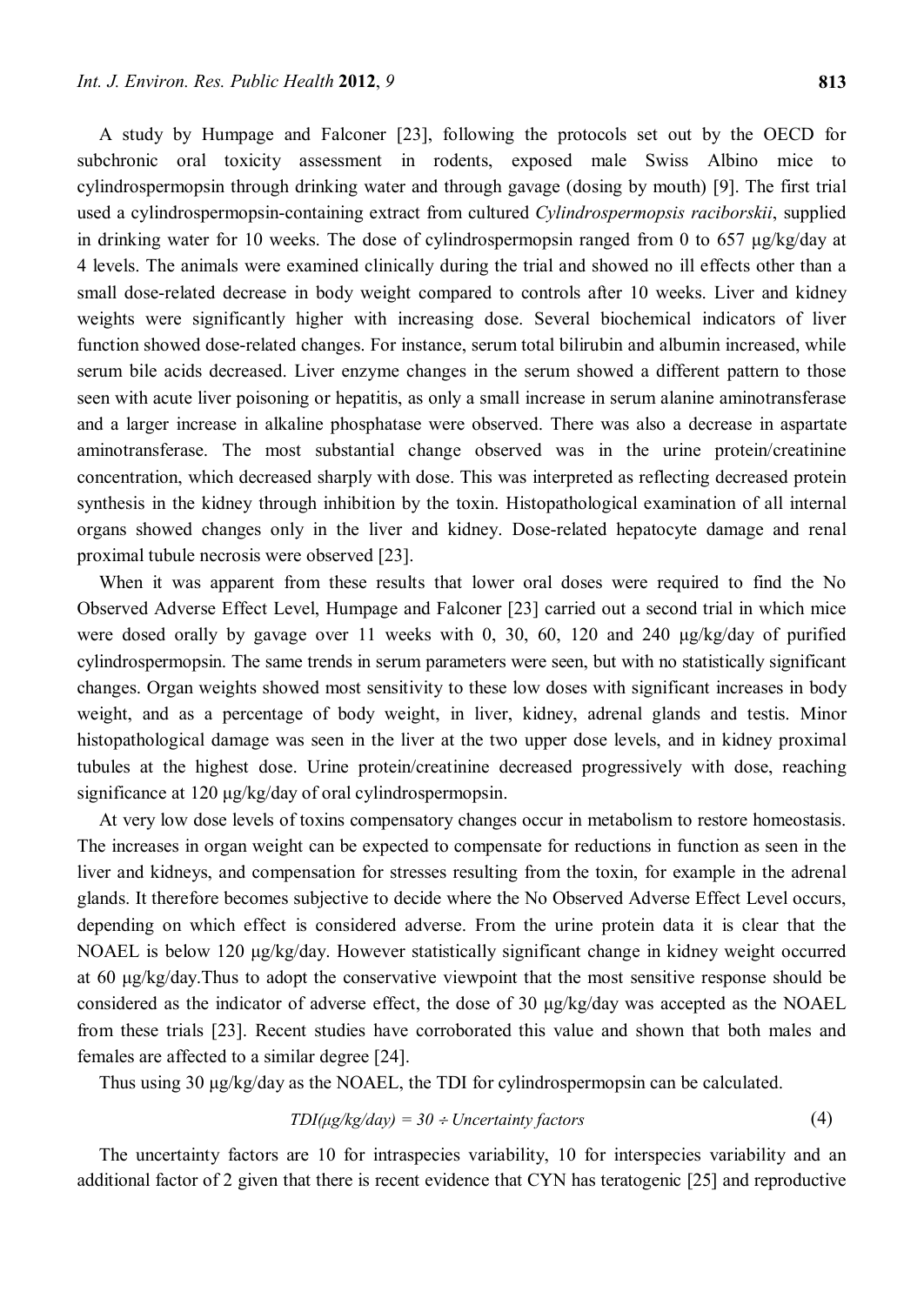A study by Humpage and Falconer [23], following the protocols set out by the OECD for subchronic oral toxicity assessment in rodents, exposed male Swiss Albino mice to cylindrospermopsin through drinking water and through gavage (dosing by mouth) [9]. The first trial used a cylindrospermopsin-containing extract from cultured *Cylindrospermopsis raciborskii*, supplied in drinking water for 10 weeks. The dose of cylindrospermopsin ranged from 0 to 657 µg/kg/day at 4 levels. The animals were examined clinically during the trial and showed no ill effects other than a small dose-related decrease in body weight compared to controls after 10 weeks. Liver and kidney weights were significantly higher with increasing dose. Several biochemical indicators of liver function showed dose-related changes. For instance, serum total bilirubin and albumin increased, while serum bile acids decreased. Liver enzyme changes in the serum showed a different pattern to those seen with acute liver poisoning or hepatitis, as only a small increase in serum alanine aminotransferase and a larger increase in alkaline phosphatase were observed. There was also a decrease in aspartate aminotransferase. The most substantial change observed was in the urine protein/creatinine concentration, which decreased sharply with dose. This was interpreted as reflecting decreased protein synthesis in the kidney through inhibition by the toxin. Histopathological examination of all internal organs showed changes only in the liver and kidney. Dose-related hepatocyte damage and renal proximal tubule necrosis were observed [23].

When it was apparent from these results that lower oral doses were required to find the No Observed Adverse Effect Level, Humpage and Falconer [23] carried out a second trial in which mice were dosed orally by gavage over 11 weeks with 0, 30, 60, 120 and 240 µg/kg/day of purified cylindrospermopsin. The same trends in serum parameters were seen, but with no statistically significant changes. Organ weights showed most sensitivity to these low doses with significant increases in body weight, and as a percentage of body weight, in liver, kidney, adrenal glands and testis. Minor histopathological damage was seen in the liver at the two upper dose levels, and in kidney proximal tubules at the highest dose. Urine protein/creatinine decreased progressively with dose, reaching significance at 120 µg/kg/day of oral cylindrospermopsin.

At very low dose levels of toxins compensatory changes occur in metabolism to restore homeostasis. The increases in organ weight can be expected to compensate for reductions in function as seen in the liver and kidneys, and compensation for stresses resulting from the toxin, for example in the adrenal glands. It therefore becomes subjective to decide where the No Observed Adverse Effect Level occurs, depending on which effect is considered adverse. From the urine protein data it is clear that the NOAEL is below 120 µg/kg/day. However statistically significant change in kidney weight occurred at 60 µg/kg/day.Thus to adopt the conservative viewpoint that the most sensitive response should be considered as the indicator of adverse effect, the dose of 30 µg/kg/day was accepted as the NOAEL from these trials [23]. Recent studies have corroborated this value and shown that both males and females are affected to a similar degree [24].

Thus using 30 µg/kg/day as the NOAEL, the TDI for cylindrospermopsin can be calculated.

$$TDI(\mu g/kg/day) = 30 \div Uncertainty\ factors \tag{4}$$

The uncertainty factors are 10 for intraspecies variability, 10 for interspecies variability and an additional factor of 2 given that there is recent evidence that CYN has teratogenic [25] and reproductive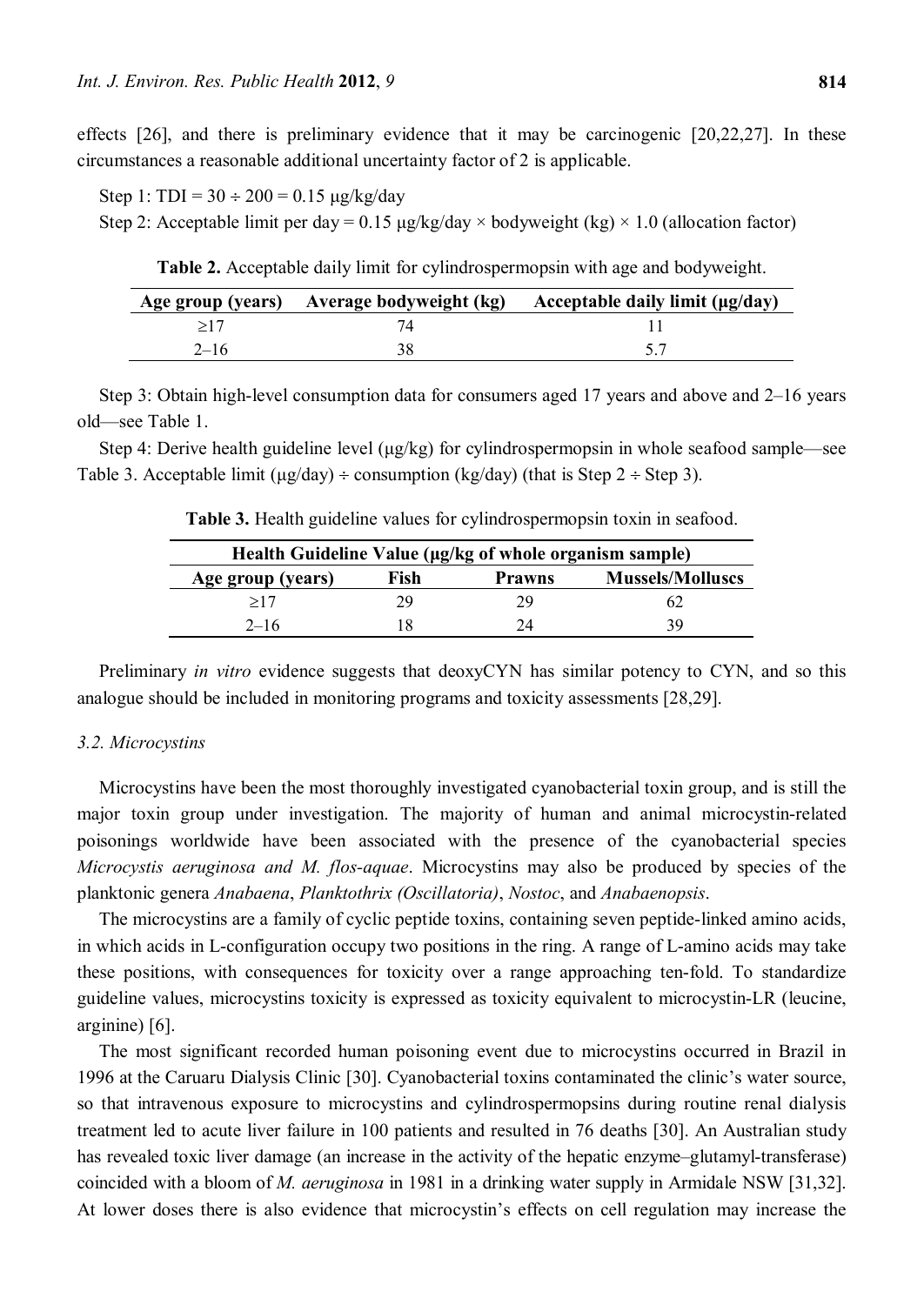effects [26], and there is preliminary evidence that it may be carcinogenic [20,22,27]. In these circumstances a reasonable additional uncertainty factor of 2 is applicable.

Step 1: TDI = 30 ÷ 200 = 0.15 μg/kg/day

Step 2: Acceptable limit per day = 0.15 μg/kg/day × bodyweight (kg) × 1.0 (allocation factor)

**Table 2.** Acceptable daily limit for cylindrospermopsin with age and bodyweight.

| Age group (years) | Average bodyweight (kg) | Acceptable daily limit (μg/day) |
|---|---|---|
| ≥17 | 74 | 11 |
| 2–16 | 38 | 5.7 |

Step 3: Obtain high-level consumption data for consumers aged 17 years and above and 2–16 years old—see Table 1.

Step 4: Derive health guideline level (μg/kg) for cylindrospermopsin in whole seafood sample—see Table 3. Acceptable limit (μg/day) ÷ consumption (kg/day) (that is Step 2 ÷ Step 3).

**Table 3.** Health guideline values for cylindrospermopsin toxin in seafood.

| Health Guideline Value (μg/kg of whole organism sample) | | | |
|---|---|---|---|
| **Age group (years)** | **Fish** | **Prawns** | **Mussels/Molluscs** |
| ≥17 | 29 | 29 | 62 |
| 2–16 | 18 | 24 | 39 |

Preliminary *in vitro* evidence suggests that deoxyCYN has similar potency to CYN, and so this analogue should be included in monitoring programs and toxicity assessments [28,29].

### 3.2. Microcystins

Microcystins have been the most thoroughly investigated cyanobacterial toxin group, and is still the major toxin group under investigation. The majority of human and animal microcystin-related poisonings worldwide have been associated with the presence of the cyanobacterial species *Microcystis aeruginosa and M. flos-aquae*. Microcystins may also be produced by species of the planktonic genera *Anabaena*, *Planktothrix (Oscillatoria)*, *Nostoc*, and *Anabaenopsis*.

The microcystins are a family of cyclic peptide toxins, containing seven peptide-linked amino acids, in which acids in L-configuration occupy two positions in the ring. A range of L-amino acids may take these positions, with consequences for toxicity over a range approaching ten-fold. To standardize guideline values, microcystins toxicity is expressed as toxicity equivalent to microcystin-LR (leucine, arginine) [6].

The most significant recorded human poisoning event due to microcystins occurred in Brazil in 1996 at the Caruaru Dialysis Clinic [30]. Cyanobacterial toxins contaminated the clinic's water source, so that intravenous exposure to microcystins and cylindrospermopsins during routine renal dialysis treatment led to acute liver failure in 100 patients and resulted in 76 deaths [30]. An Australian study has revealed toxic liver damage (an increase in the activity of the hepatic enzyme–glutamyl-transferase) coincided with a bloom of *M. aeruginosa* in 1981 in a drinking water supply in Armidale NSW [31,32]. At lower doses there is also evidence that microcystin's effects on cell regulation may increase the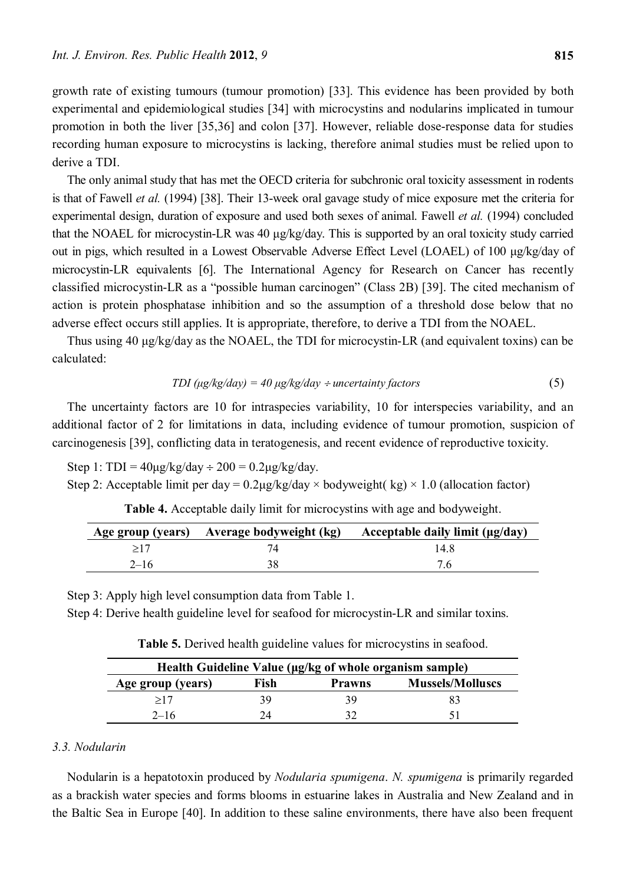growth rate of existing tumours (tumour promotion) [33]. This evidence has been provided by both experimental and epidemiological studies [34] with microcystins and nodularins implicated in tumour promotion in both the liver [35,36] and colon [37]. However, reliable dose-response data for studies recording human exposure to microcystins is lacking, therefore animal studies must be relied upon to derive a TDI.

The only animal study that has met the OECD criteria for subchronic oral toxicity assessment in rodents is that of Fawell *et al.* (1994) [38]. Their 13-week oral gavage study of mice exposure met the criteria for experimental design, duration of exposure and used both sexes of animal. Fawell *et al.* (1994) concluded that the NOAEL for microcystin-LR was 40 µg/kg/day. This is supported by an oral toxicity study carried out in pigs, which resulted in a Lowest Observable Adverse Effect Level (LOAEL) of 100 µg/kg/day of microcystin-LR equivalents [6]. The International Agency for Research on Cancer has recently classified microcystin-LR as a "possible human carcinogen" (Class 2B) [39]. The cited mechanism of action is protein phosphatase inhibition and so the assumption of a threshold dose below that no adverse effect occurs still applies. It is appropriate, therefore, to derive a TDI from the NOAEL.

Thus using 40 µg/kg/day as the NOAEL, the TDI for microcystin-LR (and equivalent toxins) can be calculated:

$$TDI\ (\mu g/kg/day) = 40\ \mu g/kg/day \div uncertainty\ factors \tag{5}$$

The uncertainty factors are 10 for intraspecies variability, 10 for interspecies variability, and an additional factor of 2 for limitations in data, including evidence of tumour promotion, suspicion of carcinogenesis [39], conflicting data in teratogenesis, and recent evidence of reproductive toxicity.

Step 1: TDI = 40µg/kg/day ÷ 200 = 0.2µg/kg/day.

Step 2: Acceptable limit per day = 0.2µg/kg/day × bodyweight( kg) × 1.0 (allocation factor)

**Table 4.** Acceptable daily limit for microcystins with age and bodyweight.

| Age group (years) | Average bodyweight (kg) | Acceptable daily limit (µg/day) |
|---|---|---|
| ≥17 | 74 | 14.8 |
| 2–16 | 38 | 7.6 |

Step 3: Apply high level consumption data from Table 1.

Step 4: Derive health guideline level for seafood for microcystin-LR and similar toxins.

**Table 5.** Derived health guideline values for microcystins in seafood.

| Health Guideline Value (µg/kg of whole organism sample) | | | |
|---|---|---|---|
| Age group (years) | Fish | Prawns | Mussels/Molluscs |
| ≥17 | 39 | 39 | 83 |
| 2–16 | 24 | 32 | 51 |

### 3.3. Nodularin

Nodularin is a hepatotoxin produced by *Nodularia spumigena*. *N. spumigena* is primarily regarded as a brackish water species and forms blooms in estuarine lakes in Australia and New Zealand and in the Baltic Sea in Europe [40]. In addition to these saline environments, there have also been frequent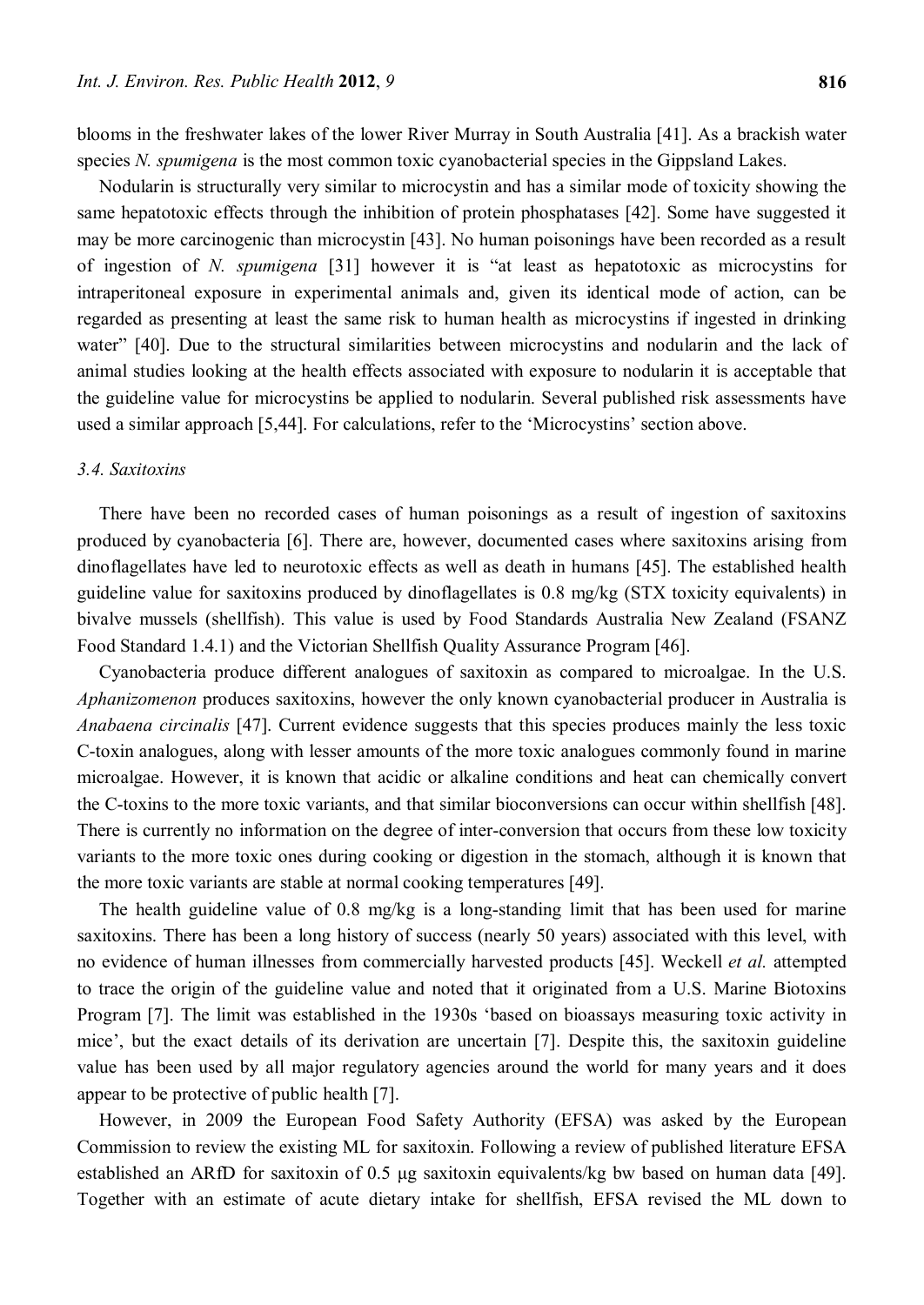blooms in the freshwater lakes of the lower River Murray in South Australia [41]. As a brackish water species *N. spumigena* is the most common toxic cyanobacterial species in the Gippsland Lakes.

Nodularin is structurally very similar to microcystin and has a similar mode of toxicity showing the same hepatotoxic effects through the inhibition of protein phosphatases [42]. Some have suggested it may be more carcinogenic than microcystin [43]. No human poisonings have been recorded as a result of ingestion of *N. spumigena* [31] however it is "at least as hepatotoxic as microcystins for intraperitoneal exposure in experimental animals and, given its identical mode of action, can be regarded as presenting at least the same risk to human health as microcystins if ingested in drinking water" [40]. Due to the structural similarities between microcystins and nodularin and the lack of animal studies looking at the health effects associated with exposure to nodularin it is acceptable that the guideline value for microcystins be applied to nodularin. Several published risk assessments have used a similar approach [5,44]. For calculations, refer to the 'Microcystins' section above.

### 3.4. Saxitoxins

There have been no recorded cases of human poisonings as a result of ingestion of saxitoxins produced by cyanobacteria [6]. There are, however, documented cases where saxitoxins arising from dinoflagellates have led to neurotoxic effects as well as death in humans [45]. The established health guideline value for saxitoxins produced by dinoflagellates is 0.8 mg/kg (STX toxicity equivalents) in bivalve mussels (shellfish). This value is used by Food Standards Australia New Zealand (FSANZ Food Standard 1.4.1) and the Victorian Shellfish Quality Assurance Program [46].

Cyanobacteria produce different analogues of saxitoxin as compared to microalgae. In the U.S. *Aphanizomenon* produces saxitoxins, however the only known cyanobacterial producer in Australia is *Anabaena circinalis* [47]. Current evidence suggests that this species produces mainly the less toxic C-toxin analogues, along with lesser amounts of the more toxic analogues commonly found in marine microalgae. However, it is known that acidic or alkaline conditions and heat can chemically convert the C-toxins to the more toxic variants, and that similar bioconversions can occur within shellfish [48]. There is currently no information on the degree of inter-conversion that occurs from these low toxicity variants to the more toxic ones during cooking or digestion in the stomach, although it is known that the more toxic variants are stable at normal cooking temperatures [49].

The health guideline value of 0.8 mg/kg is a long-standing limit that has been used for marine saxitoxins. There has been a long history of success (nearly 50 years) associated with this level, with no evidence of human illnesses from commercially harvested products [45]. Weckell *et al.* attempted to trace the origin of the guideline value and noted that it originated from a U.S. Marine Biotoxins Program [7]. The limit was established in the 1930s 'based on bioassays measuring toxic activity in mice', but the exact details of its derivation are uncertain [7]. Despite this, the saxitoxin guideline value has been used by all major regulatory agencies around the world for many years and it does appear to be protective of public health [7].

However, in 2009 the European Food Safety Authority (EFSA) was asked by the European Commission to review the existing ML for saxitoxin. Following a review of published literature EFSA established an ARfD for saxitoxin of 0.5 μg saxitoxin equivalents/kg bw based on human data [49]. Together with an estimate of acute dietary intake for shellfish, EFSA revised the ML down to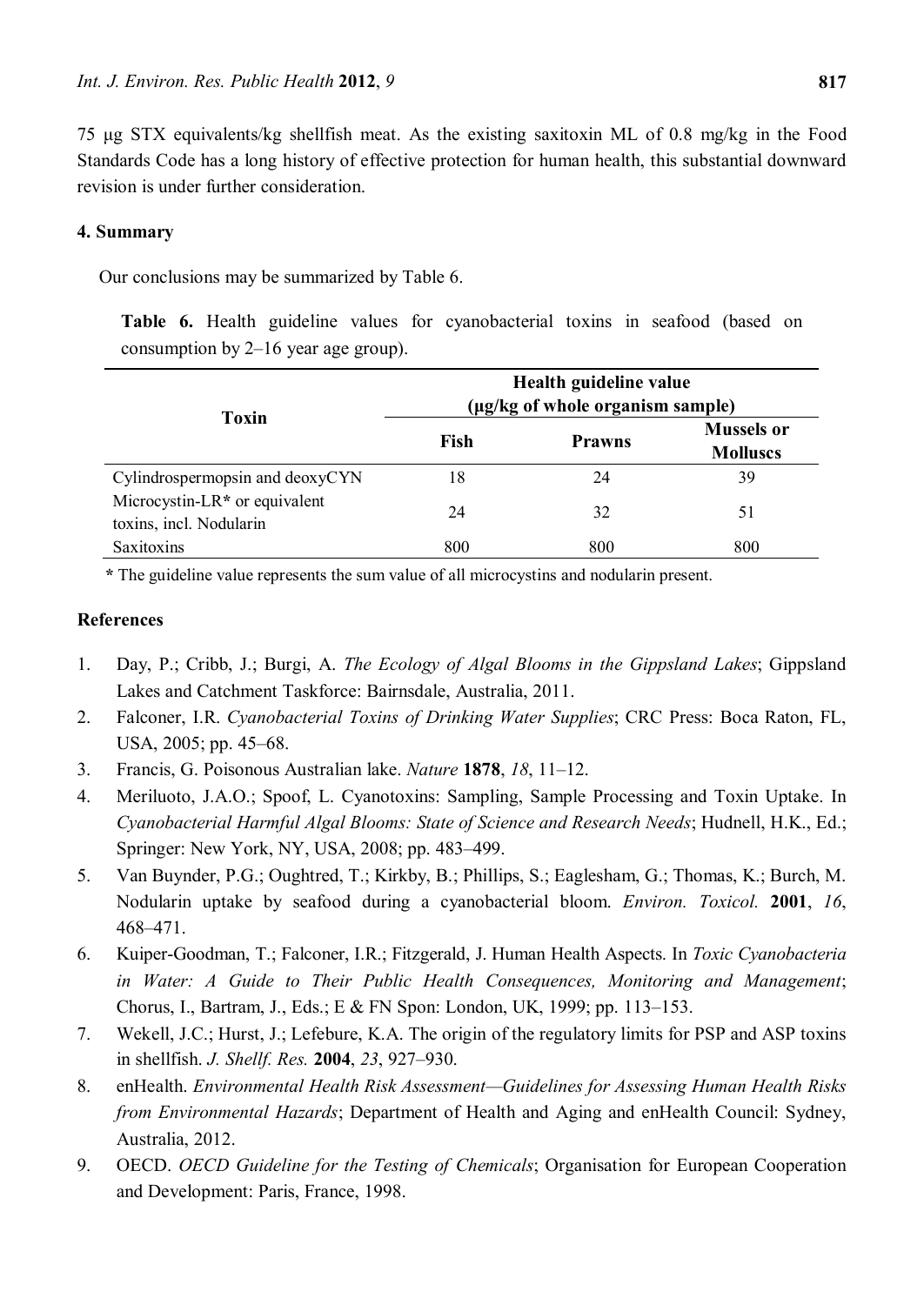75 µg STX equivalents/kg shellfish meat. As the existing saxitoxin ML of 0.8 mg/kg in the Food Standards Code has a long history of effective protection for human health, this substantial downward revision is under further consideration.

## 4. Summary

Our conclusions may be summarized by Table 6.

**Table 6.** Health guideline values for cyanobacterial toxins in seafood (based on consumption by 2–16 year age group).

| Toxin | Health guideline value (µg/kg of whole organism sample) | | |
|---|---|---|---|
| | Fish | Prawns | Mussels or Molluscs |
| Cylindrospermopsin and deoxyCYN | 18 | 24 | 39 |
| Microcystin-LR* or equivalent toxins, incl. Nodularin | 24 | 32 | 51 |
| Saxitoxins | 800 | 800 | 800 |

* The guideline value represents the sum value of all microcystins and nodularin present.

## References

1. Day, P.; Cribb, J.; Burgi, A. *The Ecology of Algal Blooms in the Gippsland Lakes*; Gippsland Lakes and Catchment Taskforce: Bairnsdale, Australia, 2011.
2. Falconer, I.R. *Cyanobacterial Toxins of Drinking Water Supplies*; CRC Press: Boca Raton, FL, USA, 2005; pp. 45–68.
3. Francis, G. Poisonous Australian lake. *Nature* **1878**, *18*, 11–12.
4. Meriluoto, J.A.O.; Spoof, L. Cyanotoxins: Sampling, Sample Processing and Toxin Uptake. In *Cyanobacterial Harmful Algal Blooms: State of Science and Research Needs*; Hudnell, H.K., Ed.; Springer: New York, NY, USA, 2008; pp. 483–499.
5. Van Buynder, P.G.; Oughtred, T.; Kirkby, B.; Phillips, S.; Eaglesham, G.; Thomas, K.; Burch, M. Nodularin uptake by seafood during a cyanobacterial bloom. *Environ. Toxicol.* **2001**, *16*, 468–471.
6. Kuiper-Goodman, T.; Falconer, I.R.; Fitzgerald, J. Human Health Aspects. In *Toxic Cyanobacteria in Water: A Guide to Their Public Health Consequences, Monitoring and Management*; Chorus, I., Bartram, J., Eds.; E & FN Spon: London, UK, 1999; pp. 113–153.
7. Wekell, J.C.; Hurst, J.; Lefebure, K.A. The origin of the regulatory limits for PSP and ASP toxins in shellfish. *J. Shellf. Res.* **2004**, *23*, 927–930.
8. enHealth. *Environmental Health Risk Assessment—Guidelines for Assessing Human Health Risks from Environmental Hazards*; Department of Health and Aging and enHealth Council: Sydney, Australia, 2012.
9. OECD. *OECD Guideline for the Testing of Chemicals*; Organisation for European Cooperation and Development: Paris, France, 1998.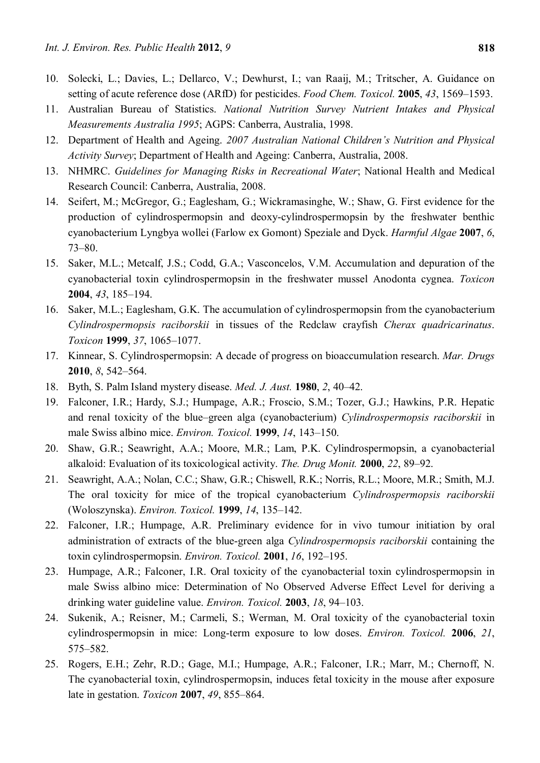10. Solecki, L.; Davies, L.; Dellarco, V.; Dewhurst, I.; van Raaij, M.; Tritscher, A. Guidance on setting of acute reference dose (ARfD) for pesticides. *Food Chem. Toxicol.* **2005**, *43*, 1569–1593.
11. Australian Bureau of Statistics. *National Nutrition Survey Nutrient Intakes and Physical Measurements Australia 1995*; AGPS: Canberra, Australia, 1998.
12. Department of Health and Ageing. *2007 Australian National Children's Nutrition and Physical Activity Survey*; Department of Health and Ageing: Canberra, Australia, 2008.
13. NHMRC. *Guidelines for Managing Risks in Recreational Water*; National Health and Medical Research Council: Canberra, Australia, 2008.
14. Seifert, M.; McGregor, G.; Eaglesham, G.; Wickramasinghe, W.; Shaw, G. First evidence for the production of cylindrospermopsin and deoxy-cylindrospermopsin by the freshwater benthic cyanobacterium Lyngbya wollei (Farlow ex Gomont) Speziale and Dyck. *Harmful Algae* **2007**, *6*, 73–80.
15. Saker, M.L.; Metcalf, J.S.; Codd, G.A.; Vasconcelos, V.M. Accumulation and depuration of the cyanobacterial toxin cylindrospermopsin in the freshwater mussel Anodonta cygnea. *Toxicon* **2004**, *43*, 185–194.
16. Saker, M.L.; Eaglesham, G.K. The accumulation of cylindrospermopsin from the cyanobacterium *Cylindrospermopsis raciborskii* in tissues of the Redclaw crayfish *Cherax quadricarinatus*. *Toxicon* **1999**, *37*, 1065–1077.
17. Kinnear, S. Cylindrospermopsin: A decade of progress on bioaccumulation research. *Mar. Drugs* **2010**, *8*, 542–564.
18. Byth, S. Palm Island mystery disease. *Med. J. Aust.* **1980**, *2*, 40–42.
19. Falconer, I.R.; Hardy, S.J.; Humpage, A.R.; Froscio, S.M.; Tozer, G.J.; Hawkins, P.R. Hepatic and renal toxicity of the blue–green alga (cyanobacterium) *Cylindrospermopsis raciborskii* in male Swiss albino mice. *Environ. Toxicol.* **1999**, *14*, 143–150.
20. Shaw, G.R.; Seawright, A.A.; Moore, M.R.; Lam, P.K. Cylindrospermopsin, a cyanobacterial alkaloid: Evaluation of its toxicological activity. *The. Drug Monit.* **2000**, *22*, 89–92.
21. Seawright, A.A.; Nolan, C.C.; Shaw, G.R.; Chiswell, R.K.; Norris, R.L.; Moore, M.R.; Smith, M.J. The oral toxicity for mice of the tropical cyanobacterium *Cylindrospermopsis raciborskii* (Woloszynska). *Environ. Toxicol.* **1999**, *14*, 135–142.
22. Falconer, I.R.; Humpage, A.R. Preliminary evidence for in vivo tumour initiation by oral administration of extracts of the blue-green alga *Cylindrospermopsis raciborskii* containing the toxin cylindrospermopsin. *Environ. Toxicol.* **2001**, *16*, 192–195.
23. Humpage, A.R.; Falconer, I.R. Oral toxicity of the cyanobacterial toxin cylindrospermopsin in male Swiss albino mice: Determination of No Observed Adverse Effect Level for deriving a drinking water guideline value. *Environ. Toxicol.* **2003**, *18*, 94–103.
24. Sukenik, A.; Reisner, M.; Carmeli, S.; Werman, M. Oral toxicity of the cyanobacterial toxin cylindrospermopsin in mice: Long-term exposure to low doses. *Environ. Toxicol.* **2006**, *21*, 575–582.
25. Rogers, E.H.; Zehr, R.D.; Gage, M.I.; Humpage, A.R.; Falconer, I.R.; Marr, M.; Chernoff, N. The cyanobacterial toxin, cylindrospermopsin, induces fetal toxicity in the mouse after exposure late in gestation. *Toxicon* **2007**, *49*, 855–864.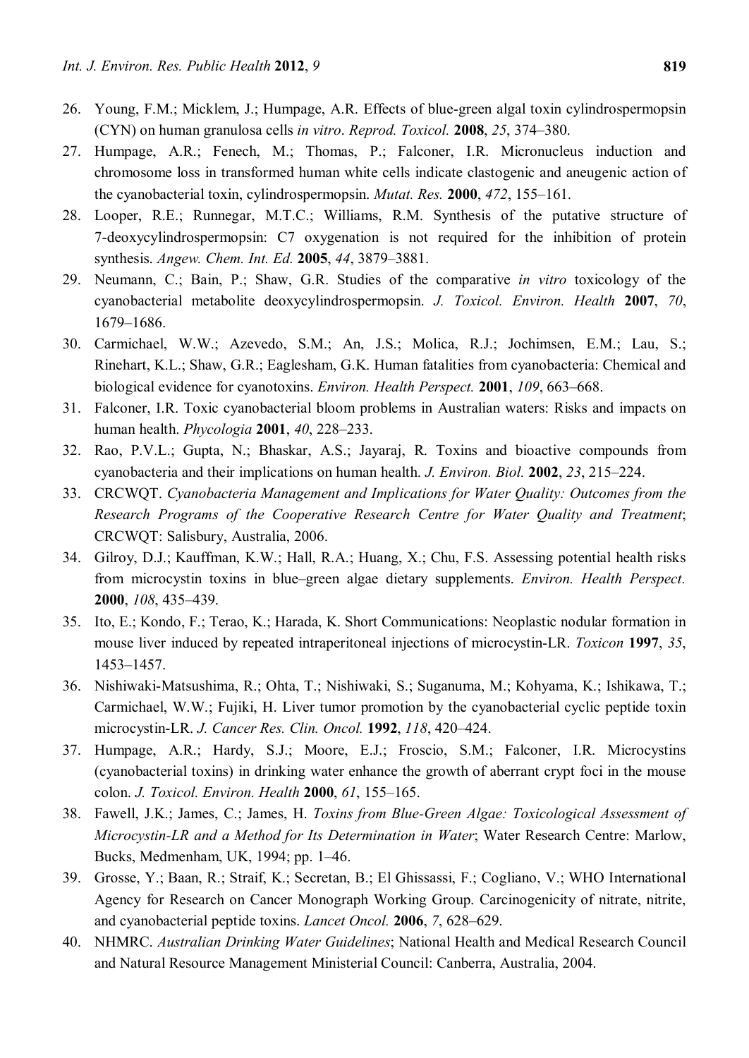26. Young, F.M.; Micklem, J.; Humpage, A.R. Effects of blue-green algal toxin cylindrospermopsin (CYN) on human granulosa cells *in vitro*. *Reprod. Toxicol.* **2008**, *25*, 374–380.
27. Humpage, A.R.; Fenech, M.; Thomas, P.; Falconer, I.R. Micronucleus induction and chromosome loss in transformed human white cells indicate clastogenic and aneugenic action of the cyanobacterial toxin, cylindrospermopsin. *Mutat. Res.* **2000**, *472*, 155–161.
28. Looper, R.E.; Runnegar, M.T.C.; Williams, R.M. Synthesis of the putative structure of 7-deoxycylindrospermopsin: C7 oxygenation is not required for the inhibition of protein synthesis. *Angew. Chem. Int. Ed.* **2005**, *44*, 3879–3881.
29. Neumann, C.; Bain, P.; Shaw, G.R. Studies of the comparative *in vitro* toxicology of the cyanobacterial metabolite deoxycylindrospermopsin. *J. Toxicol. Environ. Health* **2007**, *70*, 1679–1686.
30. Carmichael, W.W.; Azevedo, S.M.; An, J.S.; Molica, R.J.; Jochimsen, E.M.; Lau, S.; Rinehart, K.L.; Shaw, G.R.; Eaglesham, G.K. Human fatalities from cyanobacteria: Chemical and biological evidence for cyanotoxins. *Environ. Health Perspect.* **2001**, *109*, 663–668.
31. Falconer, I.R. Toxic cyanobacterial bloom problems in Australian waters: Risks and impacts on human health. *Phycologia* **2001**, *40*, 228–233.
32. Rao, P.V.L.; Gupta, N.; Bhaskar, A.S.; Jayaraj, R. Toxins and bioactive compounds from cyanobacteria and their implications on human health. *J. Environ. Biol.* **2002**, *23*, 215–224.
33. CRCWQT. *Cyanobacteria Management and Implications for Water Quality: Outcomes from the Research Programs of the Cooperative Research Centre for Water Quality and Treatment*; CRCWQT: Salisbury, Australia, 2006.
34. Gilroy, D.J.; Kauffman, K.W.; Hall, R.A.; Huang, X.; Chu, F.S. Assessing potential health risks from microcystin toxins in blue–green algae dietary supplements. *Environ. Health Perspect.* **2000**, *108*, 435–439.
35. Ito, E.; Kondo, F.; Terao, K.; Harada, K. Short Communications: Neoplastic nodular formation in mouse liver induced by repeated intraperitoneal injections of microcystin-LR. *Toxicon* **1997**, *35*, 1453–1457.
36. Nishiwaki-Matsushima, R.; Ohta, T.; Nishiwaki, S.; Suganuma, M.; Kohyama, K.; Ishikawa, T.; Carmichael, W.W.; Fujiki, H. Liver tumor promotion by the cyanobacterial cyclic peptide toxin microcystin-LR. *J. Cancer Res. Clin. Oncol.* **1992**, *118*, 420–424.
37. Humpage, A.R.; Hardy, S.J.; Moore, E.J.; Froscio, S.M.; Falconer, I.R. Microcystins (cyanobacterial toxins) in drinking water enhance the growth of aberrant crypt foci in the mouse colon. *J. Toxicol. Environ. Health* **2000**, *61*, 155–165.
38. Fawell, J.K.; James, C.; James, H. *Toxins from Blue-Green Algae: Toxicological Assessment of Microcystin-LR and a Method for Its Determination in Water*; Water Research Centre: Marlow, Bucks, Medmenham, UK, 1994; pp. 1–46.
39. Grosse, Y.; Baan, R.; Straif, K.; Secretan, B.; El Ghissassi, F.; Cogliano, V.; WHO International Agency for Research on Cancer Monograph Working Group. Carcinogenicity of nitrate, nitrite, and cyanobacterial peptide toxins. *Lancet Oncol.* **2006**, *7*, 628–629.
40. NHMRC. *Australian Drinking Water Guidelines*; National Health and Medical Research Council and Natural Resource Management Ministerial Council: Canberra, Australia, 2004.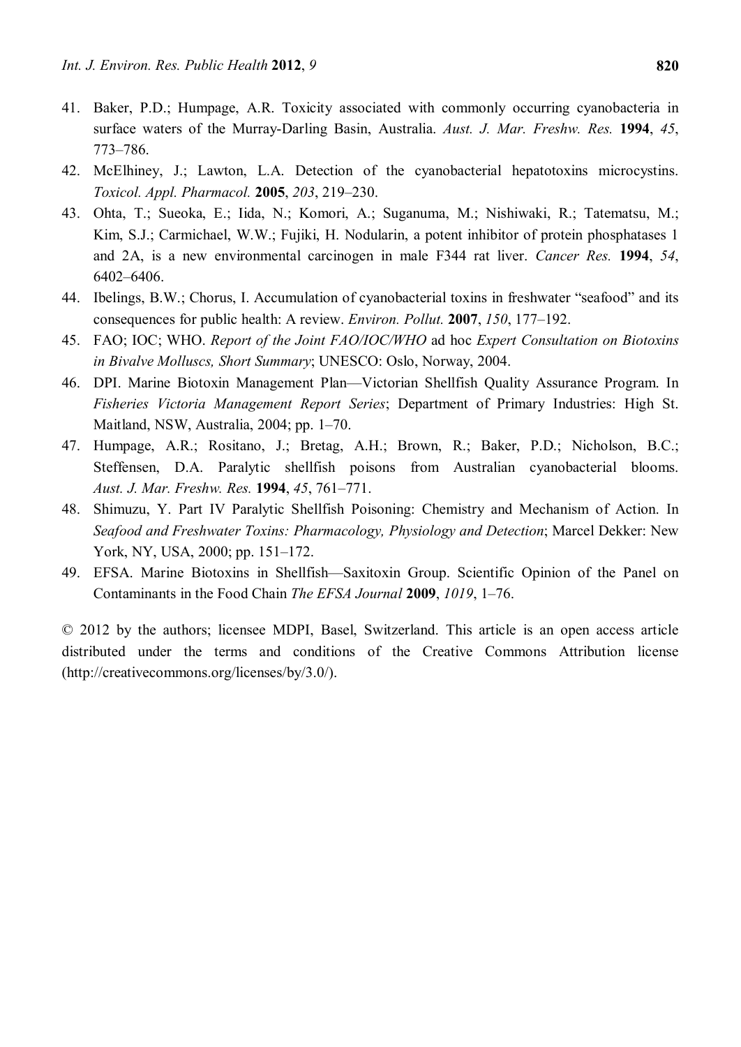41. Baker, P.D.; Humpage, A.R. Toxicity associated with commonly occurring cyanobacteria in surface waters of the Murray-Darling Basin, Australia. *Aust. J. Mar. Freshw. Res.* **1994**, *45*, 773–786.
42. McElhiney, J.; Lawton, L.A. Detection of the cyanobacterial hepatotoxins microcystins. *Toxicol. Appl. Pharmacol.* **2005**, *203*, 219–230.
43. Ohta, T.; Sueoka, E.; Iida, N.; Komori, A.; Suganuma, M.; Nishiwaki, R.; Tatematsu, M.; Kim, S.J.; Carmichael, W.W.; Fujiki, H. Nodularin, a potent inhibitor of protein phosphatases 1 and 2A, is a new environmental carcinogen in male F344 rat liver. *Cancer Res.* **1994**, *54*, 6402–6406.
44. Ibelings, B.W.; Chorus, I. Accumulation of cyanobacterial toxins in freshwater "seafood" and its consequences for public health: A review. *Environ. Pollut.* **2007**, *150*, 177–192.
45. FAO; IOC; WHO. *Report of the Joint FAO/IOC/WHO* ad hoc *Expert Consultation on Biotoxins in Bivalve Molluscs, Short Summary*; UNESCO: Oslo, Norway, 2004.
46. DPI. Marine Biotoxin Management Plan—Victorian Shellfish Quality Assurance Program. In *Fisheries Victoria Management Report Series*; Department of Primary Industries: High St. Maitland, NSW, Australia, 2004; pp. 1–70.
47. Humpage, A.R.; Rositano, J.; Bretag, A.H.; Brown, R.; Baker, P.D.; Nicholson, B.C.; Steffensen, D.A. Paralytic shellfish poisons from Australian cyanobacterial blooms. *Aust. J. Mar. Freshw. Res.* **1994**, *45*, 761–771.
48. Shimuzu, Y. Part IV Paralytic Shellfish Poisoning: Chemistry and Mechanism of Action. In *Seafood and Freshwater Toxins: Pharmacology, Physiology and Detection*; Marcel Dekker: New York, NY, USA, 2000; pp. 151–172.
49. EFSA. Marine Biotoxins in Shellfish—Saxitoxin Group. Scientific Opinion of the Panel on Contaminants in the Food Chain *The EFSA Journal* **2009**, *1019*, 1–76.

© 2012 by the authors; licensee MDPI, Basel, Switzerland. This article is an open access article distributed under the terms and conditions of the Creative Commons Attribution license (http://creativecommons.org/licenses/by/3.0/).